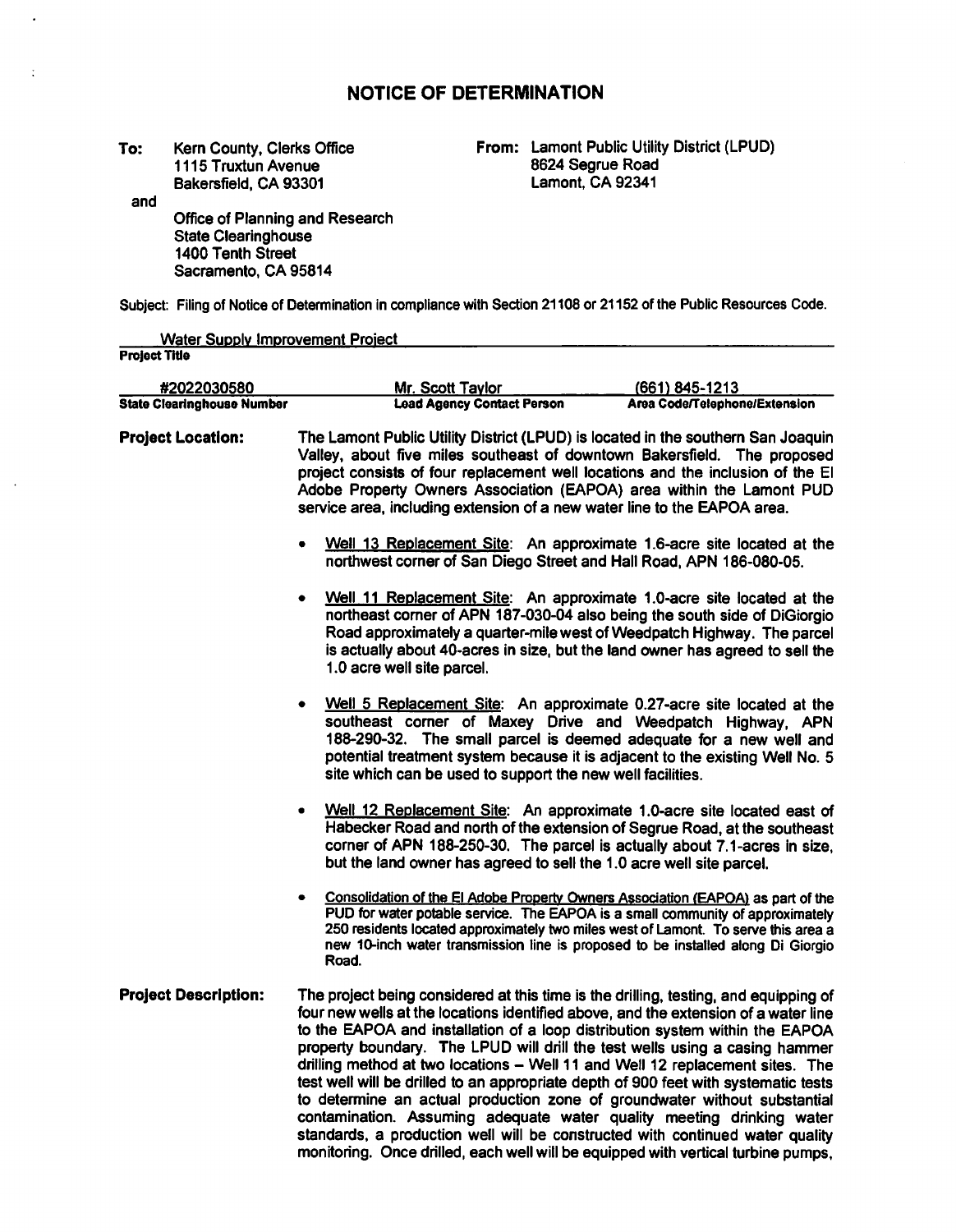# NOTICE OF DETERMINATION

**To:** Kern County, Clerks Office
1115 Truxtun Avenue
Bakersfield, CA 93301

and

Office of Planning and Research
State Clearinghouse
1400 Tenth Street
Sacramento, CA 95814

**From:** Lamont Public Utility District (LPUD)
8624 Segrue Road
Lamont, CA 92341

Subject: Filing of Notice of Determination in compliance with Section 21108 or 21152 of the Public Resources Code.

Water Supply Improvement Project
**Project Title**

| #2022030580 | Mr. Scott Taylor | (661) 845-1213 |
|---|---|---|
| **State Clearinghouse Number** | **Lead Agency Contact Person** | **Area Code/Telephone/Extension** |

**Project Location:** The Lamont Public Utility District (LPUD) is located in the southern San Joaquin Valley, about five miles southeast of downtown Bakersfield. The proposed project consists of four replacement well locations and the inclusion of the El Adobe Property Owners Association (EAPOA) area within the Lamont PUD service area, including extension of a new water line to the EAPOA area.

- Well 13 Replacement Site: An approximate 1.6-acre site located at the northwest corner of San Diego Street and Hall Road, APN 186-080-05.
- Well 11 Replacement Site: An approximate 1.0-acre site located at the northeast corner of APN 187-030-04 also being the south side of DiGiorgio Road approximately a quarter-mile west of Weedpatch Highway. The parcel is actually about 40-acres in size, but the land owner has agreed to sell the 1.0 acre well site parcel.
- Well 5 Replacement Site: An approximate 0.27-acre site located at the southeast corner of Maxey Drive and Weedpatch Highway, APN 188-290-32. The small parcel is deemed adequate for a new well and potential treatment system because it is adjacent to the existing Well No. 5 site which can be used to support the new well facilities.
- Well 12 Replacement Site: An approximate 1.0-acre site located east of Habecker Road and north of the extension of Segrue Road, at the southeast corner of APN 188-250-30. The parcel is actually about 7.1-acres in size, but the land owner has agreed to sell the 1.0 acre well site parcel.
- Consolidation of the El Adobe Property Owners Association (EAPOA) as part of the PUD for water potable service. The EAPOA is a small community of approximately 250 residents located approximately two miles west of Lamont. To serve this area a new 10-inch water transmission line is proposed to be installed along Di Giorgio Road.

**Project Description:** The project being considered at this time is the drilling, testing, and equipping of four new wells at the locations identified above, and the extension of a water line to the EAPOA and installation of a loop distribution system within the EAPOA property boundary. The LPUD will drill the test wells using a casing hammer drilling method at two locations – Well 11 and Well 12 replacement sites. The test well will be drilled to an appropriate depth of 900 feet with systematic tests to determine an actual production zone of groundwater without substantial contamination. Assuming adequate water quality meeting drinking water standards, a production well will be constructed with continued water quality monitoring. Once drilled, each well will be equipped with vertical turbine pumps,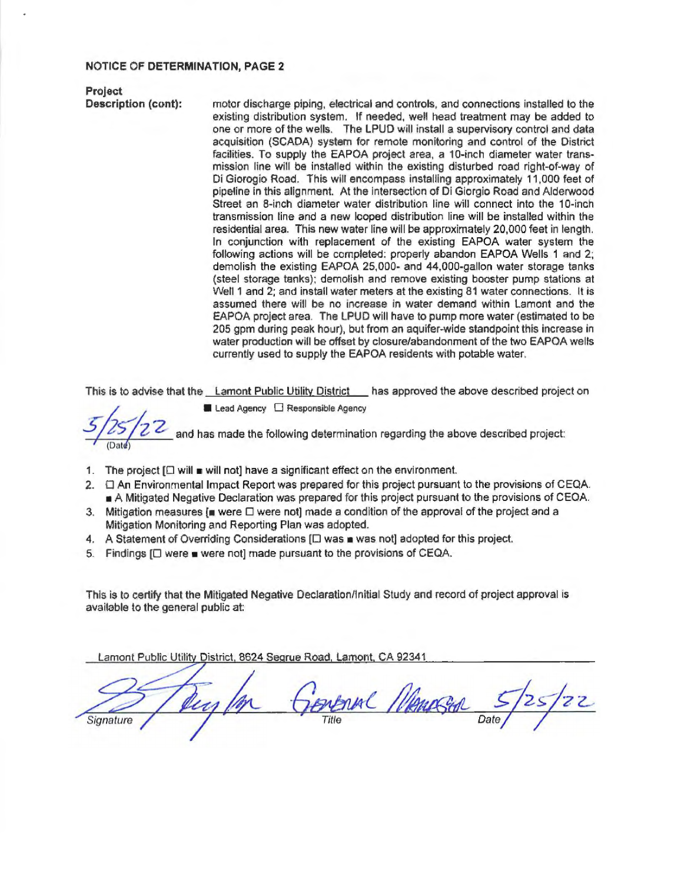**NOTICE OF DETERMINATION, PAGE 2**

**Project Description (cont):**

motor discharge piping, electrical and controls, and connections installed to the existing distribution system. If needed, well head treatment may be added to one or more of the wells. The LPUD will install a supervisory control and data acquisition (SCADA) system for remote monitoring and control of the District facilities. To supply the EAPOA project area, a 10-inch diameter water transmission line will be installed within the existing disturbed road right-of-way of Di Giorogio Road. This will encompass installing approximately 11,000 feet of pipeline in this alignment. At the intersection of Di Giorgio Road and Alderwood Street an 8-inch diameter water distribution line will connect into the 10-inch transmission line and a new looped distribution line will be installed within the residential area. This new water line will be approximately 20,000 feet in length. In conjunction with replacement of the existing EAPOA water system the following actions will be completed: properly abandon EAPOA Wells 1 and 2; demolish the existing EAPOA 25,000- and 44,000-gallon water storage tanks (steel storage tanks); demolish and remove existing booster pump stations at Well 1 and 2; and install water meters at the existing 81 water connections. It is assumed there will be no increase in water demand within Lamont and the EAPOA project area. The LPUD will have to pump more water (estimated to be 205 gpm during peak hour), but from an aquifer-wide standpoint this increase in water production will be offset by closure/abandonment of the two EAPOA wells currently used to supply the EAPOA residents with potable water.

This is to advise that the Lamont Public Utility District has approved the above described project on

■ Lead Agency ☐ Responsible Agency

5/25/22 (Date) and has made the following determination regarding the above described project:

1. The project [☐ will ■ will not] have a significant effect on the environment.
2. ☐ An Environmental Impact Report was prepared for this project pursuant to the provisions of CEQA.
   ■ A Mitigated Negative Declaration was prepared for this project pursuant to the provisions of CEQA.
3. Mitigation measures [■ were ☐ were not] made a condition of the approval of the project and a Mitigation Monitoring and Reporting Plan was adopted.
4. A Statement of Overriding Considerations [☐ was ■ was not] adopted for this project.
5. Findings [☐ were ■ were not] made pursuant to the provisions of CEQA.

This is to certify that the Mitigated Negative Declaration/Initial Study and record of project approval is available to the general public at:

Lamont Public Utility District, 8624 Segrue Road, Lamont, CA 92341

Signature: [signature] Title: General Manager Date: 5/25/22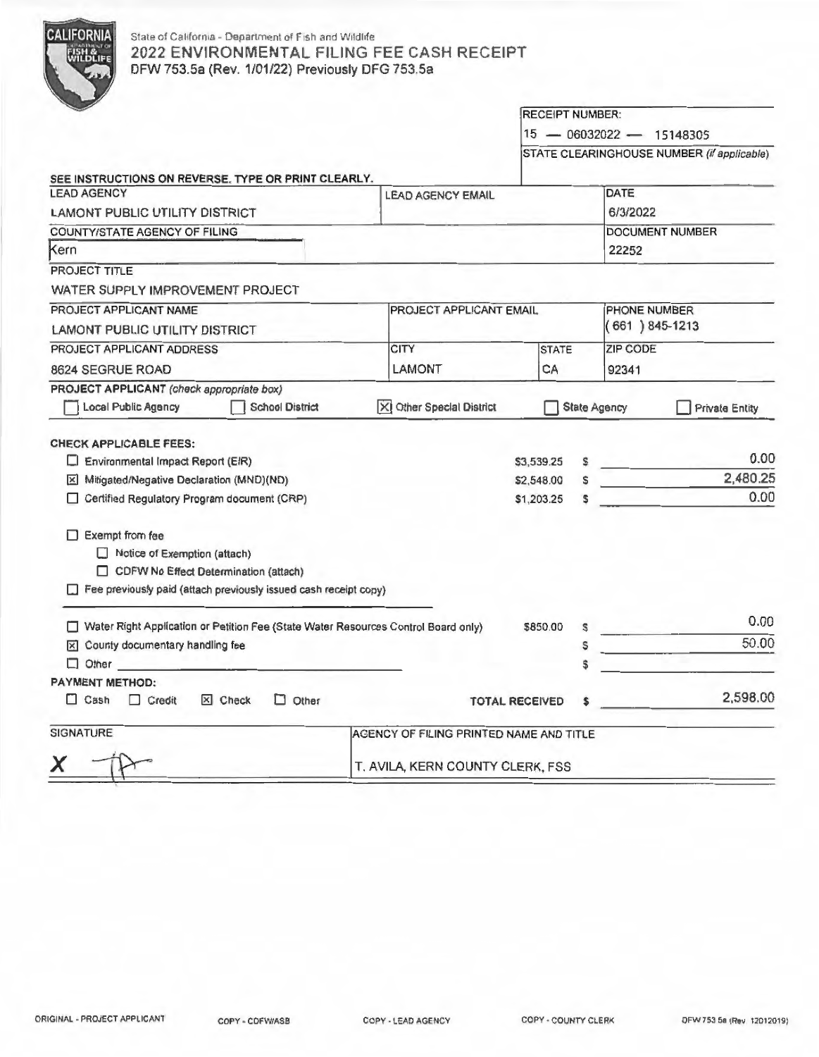State of California - Department of Fish and Wildlife

# 2022 ENVIRONMENTAL FILING FEE CASH RECEIPT

DFW 753.5a (Rev. 1/01/22) Previously DFG 753.5a

**RECEIPT NUMBER:**
15 — 06032022 — 15148305

**STATE CLEARINGHOUSE NUMBER** *(if applicable)*

**SEE INSTRUCTIONS ON REVERSE. TYPE OR PRINT CLEARLY.**

| LEAD AGENCY | LEAD AGENCY EMAIL | DATE |
|---|---|---|
| LAMONT PUBLIC UTILITY DISTRICT | | 6/3/2022 |
| **COUNTY/STATE AGENCY OF FILING** | | **DOCUMENT NUMBER** |
| Kern | | 22252 |

**PROJECT TITLE**
WATER SUPPLY IMPROVEMENT PROJECT

| PROJECT APPLICANT NAME | PROJECT APPLICANT EMAIL | | PHONE NUMBER |
|---|---|---|---|
| LAMONT PUBLIC UTILITY DISTRICT | | | ( 661 ) 845-1213 |
| **PROJECT APPLICANT ADDRESS** | **CITY** | **STATE** | **ZIP CODE** |
| 8624 SEGRUE ROAD | LAMONT | CA | 92341 |

**PROJECT APPLICANT** *(check appropriate box)*
☐ Local Public Agency ☐ School District ☒ Other Special District ☐ State Agency ☐ Private Entity

**CHECK APPLICABLE FEES:**

| | | | |
|---|---|---|---|
| ☐ Environmental Impact Report (EIR) | $3,539.25 | $ | 0.00 |
| ☒ Mitigated/Negative Declaration (MND)(ND) | $2,548.00 | $ | 2,480.25 |
| ☐ Certified Regulatory Program document (CRP) | $1,203.25 | $ | 0.00 |

☐ Exempt from fee
- ☐ Notice of Exemption (attach)
- ☐ CDFW No Effect Determination (attach)

☐ Fee previously paid (attach previously issued cash receipt copy)

| | | | |
|---|---|---|---|
| ☐ Water Right Application or Petition Fee (State Water Resources Control Board only) | $850.00 | $ | 0.00 |
| ☒ County documentary handling fee | | $ | 50.00 |
| ☐ Other | | $ | |

**PAYMENT METHOD:**
☐ Cash ☐ Credit ☒ Check ☐ Other

**TOTAL RECEIVED** $ 2,598.00

| SIGNATURE | AGENCY OF FILING PRINTED NAME AND TITLE |
|---|---|
| X (signature) | T. AVILA, KERN COUNTY CLERK, FSS |

ORIGINAL - PROJECT APPLICANT COPY - CDFW/ASB COPY - LEAD AGENCY COPY - COUNTY CLERK DFW 753.5a (Rev. 12012019)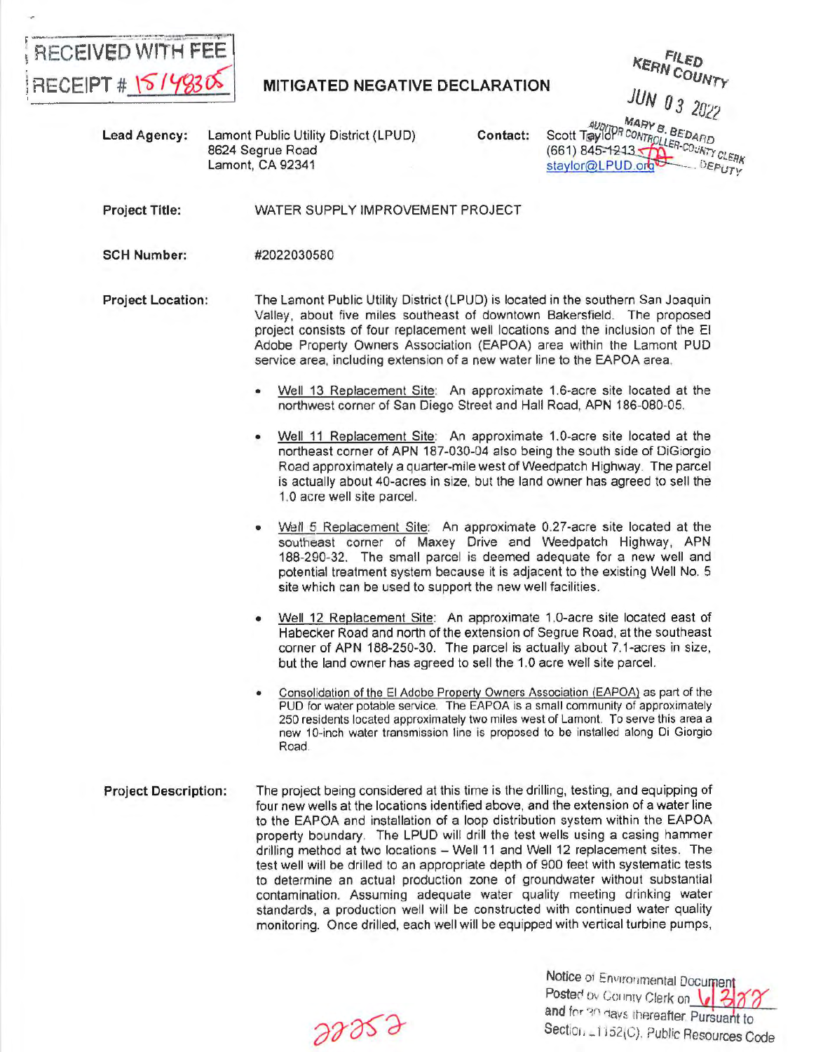RECEIVED WITH FEE
RECEIPT # 1514830S

# MITIGATED NEGATIVE DECLARATION

FILED
KERN COUNTY
JUN 03 2022
MARY B. BEDARD
AUDITOR CONTROLLER-COUNTY CLERK
DEPUTY

**Lead Agency:** Lamont Public Utility District (LPUD)
8624 Segrue Road
Lamont, CA 92341

**Contact:** Scott Taylor
(661) 845-1213
staylor@LPUD.org

**Project Title:** WATER SUPPLY IMPROVEMENT PROJECT

**SCH Number:** #2022030580

**Project Location:** The Lamont Public Utility District (LPUD) is located in the southern San Joaquin Valley, about five miles southeast of downtown Bakersfield. The proposed project consists of four replacement well locations and the inclusion of the El Adobe Property Owners Association (EAPOA) area within the Lamont PUD service area, including extension of a new water line to the EAPOA area.

- Well 13 Replacement Site: An approximate 1.6-acre site located at the northwest corner of San Diego Street and Hall Road, APN 186-080-05.
- Well 11 Replacement Site: An approximate 1.0-acre site located at the northeast corner of APN 187-030-04 also being the south side of DiGiorgio Road approximately a quarter-mile west of Weedpatch Highway. The parcel is actually about 40-acres in size, but the land owner has agreed to sell the 1.0 acre well site parcel.
- Well 5 Replacement Site: An approximate 0.27-acre site located at the southeast corner of Maxey Drive and Weedpatch Highway, APN 188-290-32. The small parcel is deemed adequate for a new well and potential treatment system because it is adjacent to the existing Well No. 5 site which can be used to support the new well facilities.
- Well 12 Replacement Site: An approximate 1.0-acre site located east of Habecker Road and north of the extension of Segrue Road, at the southeast corner of APN 188-250-30. The parcel is actually about 7.1-acres in size, but the land owner has agreed to sell the 1.0 acre well site parcel.
- Consolidation of the El Adobe Property Owners Association (EAPOA) as part of the PUD for water potable service. The EAPOA is a small community of approximately 250 residents located approximately two miles west of Lamont. To serve this area a new 10-inch water transmission line is proposed to be installed along Di Giorgio Road.

**Project Description:** The project being considered at this time is the drilling, testing, and equipping of four new wells at the locations identified above, and the extension of a water line to the EAPOA and installation of a loop distribution system within the EAPOA property boundary. The LPUD will drill the test wells using a casing hammer drilling method at two locations – Well 11 and Well 12 replacement sites. The test well will be drilled to an appropriate depth of 900 feet with systematic tests to determine an actual production zone of groundwater without substantial contamination. Assuming adequate water quality meeting drinking water standards, a production well will be constructed with continued water quality monitoring. Once drilled, each well will be equipped with vertical turbine pumps,

Notice of Environmental Document Posted by County Clerk on 6/3/22 and for 30 days thereafter. Pursuant to Section 21152(C), Public Resources Code

22252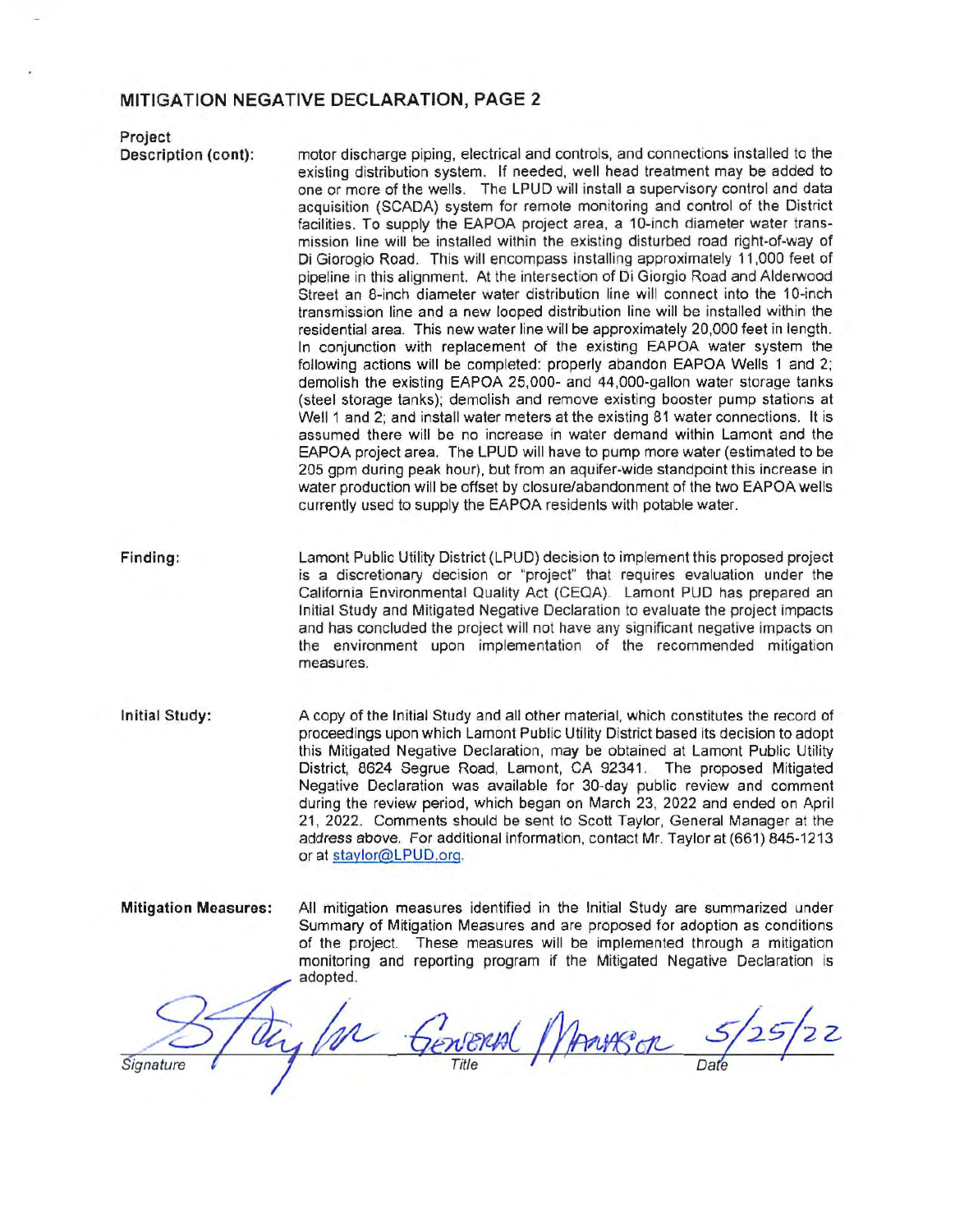## MITIGATION NEGATIVE DECLARATION, PAGE 2

**Project Description (cont):**

motor discharge piping, electrical and controls, and connections installed to the existing distribution system. If needed, well head treatment may be added to one or more of the wells. The LPUD will install a supervisory control and data acquisition (SCADA) system for remote monitoring and control of the District facilities. To supply the EAPOA project area, a 10-inch diameter water transmission line will be installed within the existing disturbed road right-of-way of Di Giorgio Road. This will encompass installing approximately 11,000 feet of pipeline in this alignment. At the intersection of Di Giorgio Road and Alderwood Street an 8-inch diameter water distribution line will connect into the 10-inch transmission line and a new looped distribution line will be installed within the residential area. This new water line will be approximately 20,000 feet in length. In conjunction with replacement of the existing EAPOA water system the following actions will be completed: properly abandon EAPOA Wells 1 and 2; demolish the existing EAPOA 25,000- and 44,000-gallon water storage tanks (steel storage tanks); demolish and remove existing booster pump stations at Well 1 and 2; and install water meters at the existing 81 water connections. It is assumed there will be no increase in water demand within Lamont and the EAPOA project area. The LPUD will have to pump more water (estimated to be 205 gpm during peak hour), but from an aquifer-wide standpoint this increase in water production will be offset by closure/abandonment of the two EAPOA wells currently used to supply the EAPOA residents with potable water.

**Finding:**

Lamont Public Utility District (LPUD) decision to implement this proposed project is a discretionary decision or "project" that requires evaluation under the California Environmental Quality Act (CEQA). Lamont PUD has prepared an Initial Study and Mitigated Negative Declaration to evaluate the project impacts and has concluded the project will not have any significant negative impacts on the environment upon implementation of the recommended mitigation measures.

**Initial Study:**

A copy of the Initial Study and all other material, which constitutes the record of proceedings upon which Lamont Public Utility District based its decision to adopt this Mitigated Negative Declaration, may be obtained at Lamont Public Utility District, 8624 Segrue Road, Lamont, CA 92341. The proposed Mitigated Negative Declaration was available for 30-day public review and comment during the review period, which began on March 23, 2022 and ended on April 21, 2022. Comments should be sent to Scott Taylor, General Manager at the address above. For additional information, contact Mr. Taylor at (661) 845-1213 or at staylor@LPUD.org.

**Mitigation Measures:**

All mitigation measures identified in the Initial Study are summarized under Summary of Mitigation Measures and are proposed for adoption as conditions of the project. These measures will be implemented through a mitigation monitoring and reporting program if the Mitigated Negative Declaration is adopted.

S Taylor — General Manager — 5/25/22

Signature — Title — Date